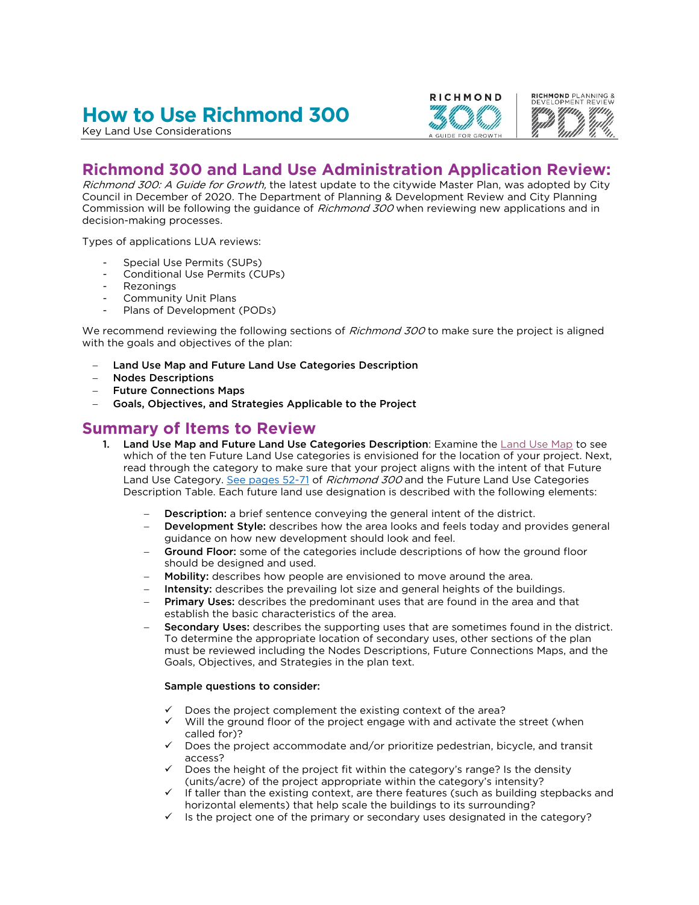# How to Use Richmond 300

Key Land Use Considerations

## Richmond 300 and Land Use Administration Application Review:

*Richmond 300: A Guide for Growth,* the latest update to the citywide Master Plan, was adopted by City Council in December of 2020. The Department of Planning & Development Review and City Planning Commission will be following the guidance of *Richmond 300* when reviewing new applications and in decision-making processes.

Types of applications LUA reviews:

- Special Use Permits (SUPs)
- Conditional Use Permits (CUPs)
- Rezonings
- Community Unit Plans
- Plans of Development (PODs)

We recommend reviewing the following sections of *Richmond 300* to make sure the project is aligned with the goals and objectives of the plan:

- **Land Use Map and Future Land Use Categories Description**
- **Nodes Descriptions**
- **Future Connections Maps**
- **Goals, Objectives, and Strategies Applicable to the Project**

## Summary of Items to Review

1. **Land Use Map and Future Land Use Categories Description**: Examine the Land Use Map to see which of the ten Future Land Use categories is envisioned for the location of your project. Next, read through the category to make sure that your project aligns with the intent of that Future Land Use Category. See pages 52-71 of *Richmond 300* and the Future Land Use Categories Description Table. Each future land use designation is described with the following elements:

   - **Description:** a brief sentence conveying the general intent of the district.
   - **Development Style:** describes how the area looks and feels today and provides general guidance on how new development should look and feel.
   - **Ground Floor:** some of the categories include descriptions of how the ground floor should be designed and used.
   - **Mobility:** describes how people are envisioned to move around the area.
   - **Intensity:** describes the prevailing lot size and general heights of the buildings.
   - **Primary Uses:** describes the predominant uses that are found in the area and that establish the basic characteristics of the area.
   - **Secondary Uses:** describes the supporting uses that are sometimes found in the district. To determine the appropriate location of secondary uses, other sections of the plan must be reviewed including the Nodes Descriptions, Future Connections Maps, and the Goals, Objectives, and Strategies in the plan text.

   **Sample questions to consider:**

   - ✓ Does the project complement the existing context of the area?
   - ✓ Will the ground floor of the project engage with and activate the street (when called for)?
   - ✓ Does the project accommodate and/or prioritize pedestrian, bicycle, and transit access?
   - ✓ Does the height of the project fit within the category's range? Is the density (units/acre) of the project appropriate within the category's intensity?
   - ✓ If taller than the existing context, are there features (such as building stepbacks and horizontal elements) that help scale the buildings to its surrounding?
   - ✓ Is the project one of the primary or secondary uses designated in the category?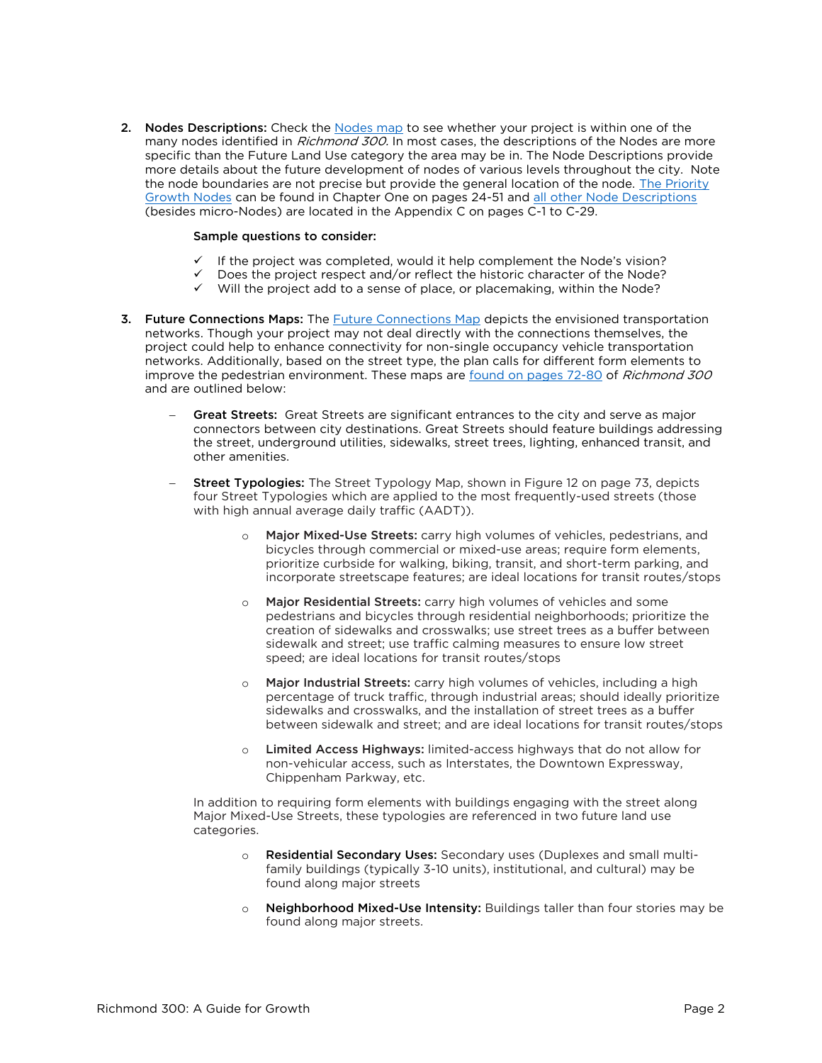2. **Nodes Descriptions:** Check the Nodes map to see whether your project is within one of the many nodes identified in *Richmond 300.* In most cases, the descriptions of the Nodes are more specific than the Future Land Use category the area may be in. The Node Descriptions provide more details about the future development of nodes of various levels throughout the city. Note the node boundaries are not precise but provide the general location of the node. The Priority Growth Nodes can be found in Chapter One on pages 24-51 and all other Node Descriptions (besides micro-Nodes) are located in the Appendix C on pages C-1 to C-29.

   **Sample questions to consider:**

   - ✓ If the project was completed, would it help complement the Node's vision?
   - ✓ Does the project respect and/or reflect the historic character of the Node?
   - ✓ Will the project add to a sense of place, or placemaking, within the Node?

3. **Future Connections Maps:** The Future Connections Map depicts the envisioned transportation networks. Though your project may not deal directly with the connections themselves, the project could help to enhance connectivity for non-single occupancy vehicle transportation networks. Additionally, based on the street type, the plan calls for different form elements to improve the pedestrian environment. These maps are found on pages 72-80 of *Richmond 300* and are outlined below:

   - **Great Streets:** Great Streets are significant entrances to the city and serve as major connectors between city destinations. Great Streets should feature buildings addressing the street, underground utilities, sidewalks, street trees, lighting, enhanced transit, and other amenities.

   - **Street Typologies:** The Street Typology Map, shown in Figure 12 on page 73, depicts four Street Typologies which are applied to the most frequently-used streets (those with high annual average daily traffic (AADT)).

     - **Major Mixed-Use Streets:** carry high volumes of vehicles, pedestrians, and bicycles through commercial or mixed-use areas; require form elements, prioritize curbside for walking, biking, transit, and short-term parking, and incorporate streetscape features; are ideal locations for transit routes/stops

     - **Major Residential Streets:** carry high volumes of vehicles and some pedestrians and bicycles through residential neighborhoods; prioritize the creation of sidewalks and crosswalks; use street trees as a buffer between sidewalk and street; use traffic calming measures to ensure low street speed; are ideal locations for transit routes/stops

     - **Major Industrial Streets:** carry high volumes of vehicles, including a high percentage of truck traffic, through industrial areas; should ideally prioritize sidewalks and crosswalks, and the installation of street trees as a buffer between sidewalk and street; and are ideal locations for transit routes/stops

     - **Limited Access Highways:** limited-access highways that do not allow for non-vehicular access, such as Interstates, the Downtown Expressway, Chippenham Parkway, etc.

   In addition to requiring form elements with buildings engaging with the street along Major Mixed-Use Streets, these typologies are referenced in two future land use categories.

     - **Residential Secondary Uses:** Secondary uses (Duplexes and small multi-family buildings (typically 3-10 units), institutional, and cultural) may be found along major streets

     - **Neighborhood Mixed-Use Intensity:** Buildings taller than four stories may be found along major streets.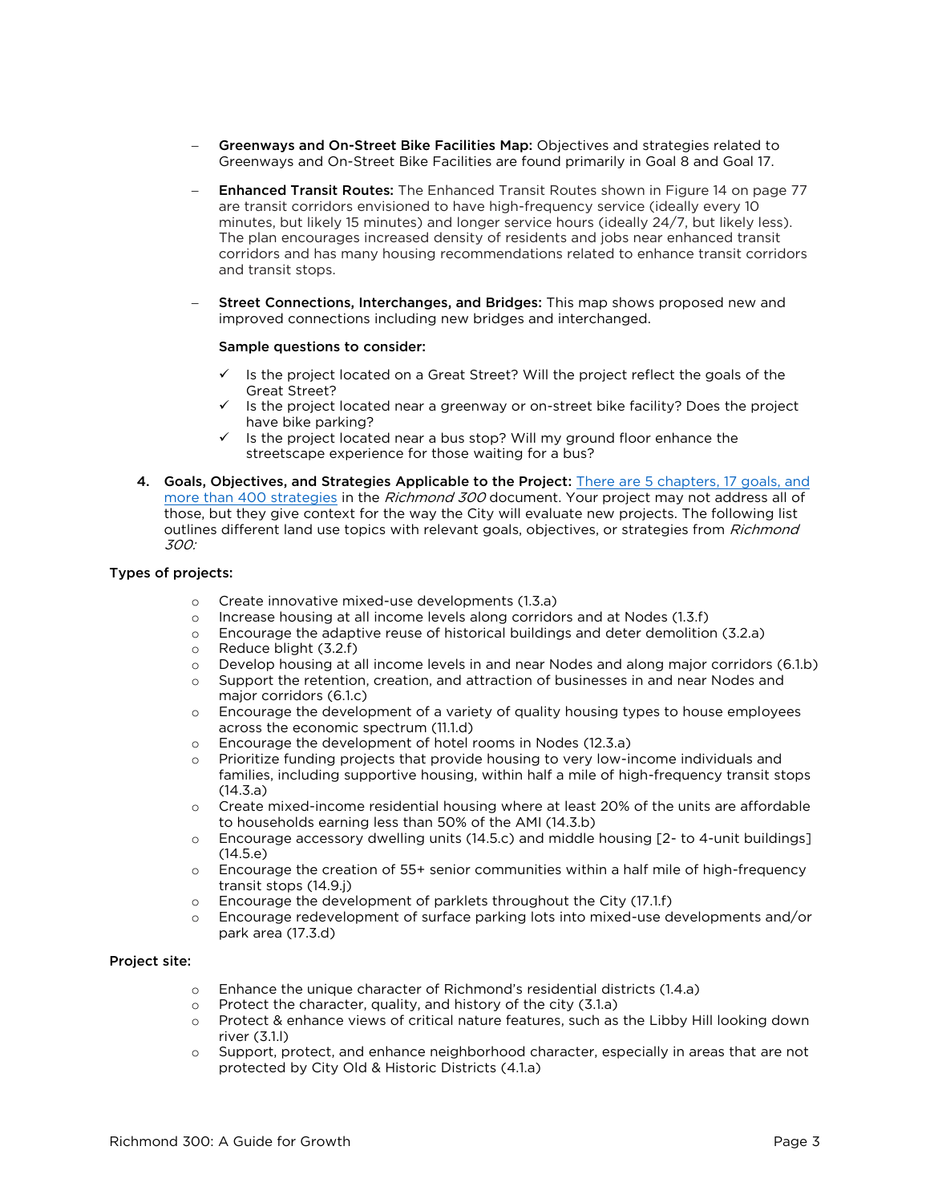- **Greenways and On-Street Bike Facilities Map:** Objectives and strategies related to Greenways and On-Street Bike Facilities are found primarily in Goal 8 and Goal 17.
- **Enhanced Transit Routes:** The Enhanced Transit Routes shown in Figure 14 on page 77 are transit corridors envisioned to have high-frequency service (ideally every 10 minutes, but likely 15 minutes) and longer service hours (ideally 24/7, but likely less). The plan encourages increased density of residents and jobs near enhanced transit corridors and has many housing recommendations related to enhance transit corridors and transit stops.
- **Street Connections, Interchanges, and Bridges:** This map shows proposed new and improved connections including new bridges and interchanged.

  **Sample questions to consider:**

  - ✓ Is the project located on a Great Street? Will the project reflect the goals of the Great Street?
  - ✓ Is the project located near a greenway or on-street bike facility? Does the project have bike parking?
  - ✓ Is the project located near a bus stop? Will my ground floor enhance the streetscape experience for those waiting for a bus?

4. **Goals, Objectives, and Strategies Applicable to the Project:** [There are 5 chapters, 17 goals, and more than 400 strategies]() in the *Richmond 300* document. Your project may not address all of those, but they give context for the way the City will evaluate new projects. The following list outlines different land use topics with relevant goals, objectives, or strategies from *Richmond 300:*

**Types of projects:**

- Create innovative mixed-use developments (1.3.a)
- Increase housing at all income levels along corridors and at Nodes (1.3.f)
- Encourage the adaptive reuse of historical buildings and deter demolition (3.2.a)
- Reduce blight (3.2.f)
- Develop housing at all income levels in and near Nodes and along major corridors (6.1.b)
- Support the retention, creation, and attraction of businesses in and near Nodes and major corridors (6.1.c)
- Encourage the development of a variety of quality housing types to house employees across the economic spectrum (11.1.d)
- Encourage the development of hotel rooms in Nodes (12.3.a)
- Prioritize funding projects that provide housing to very low-income individuals and families, including supportive housing, within half a mile of high-frequency transit stops (14.3.a)
- Create mixed-income residential housing where at least 20% of the units are affordable to households earning less than 50% of the AMI (14.3.b)
- Encourage accessory dwelling units (14.5.c) and middle housing [2- to 4-unit buildings] (14.5.e)
- Encourage the creation of 55+ senior communities within a half mile of high-frequency transit stops (14.9.j)
- Encourage the development of parklets throughout the City (17.1.f)
- Encourage redevelopment of surface parking lots into mixed-use developments and/or park area (17.3.d)

**Project site:**

- Enhance the unique character of Richmond's residential districts (1.4.a)
- Protect the character, quality, and history of the city (3.1.a)
- Protect & enhance views of critical nature features, such as the Libby Hill looking down river (3.1.l)
- Support, protect, and enhance neighborhood character, especially in areas that are not protected by City Old & Historic Districts (4.1.a)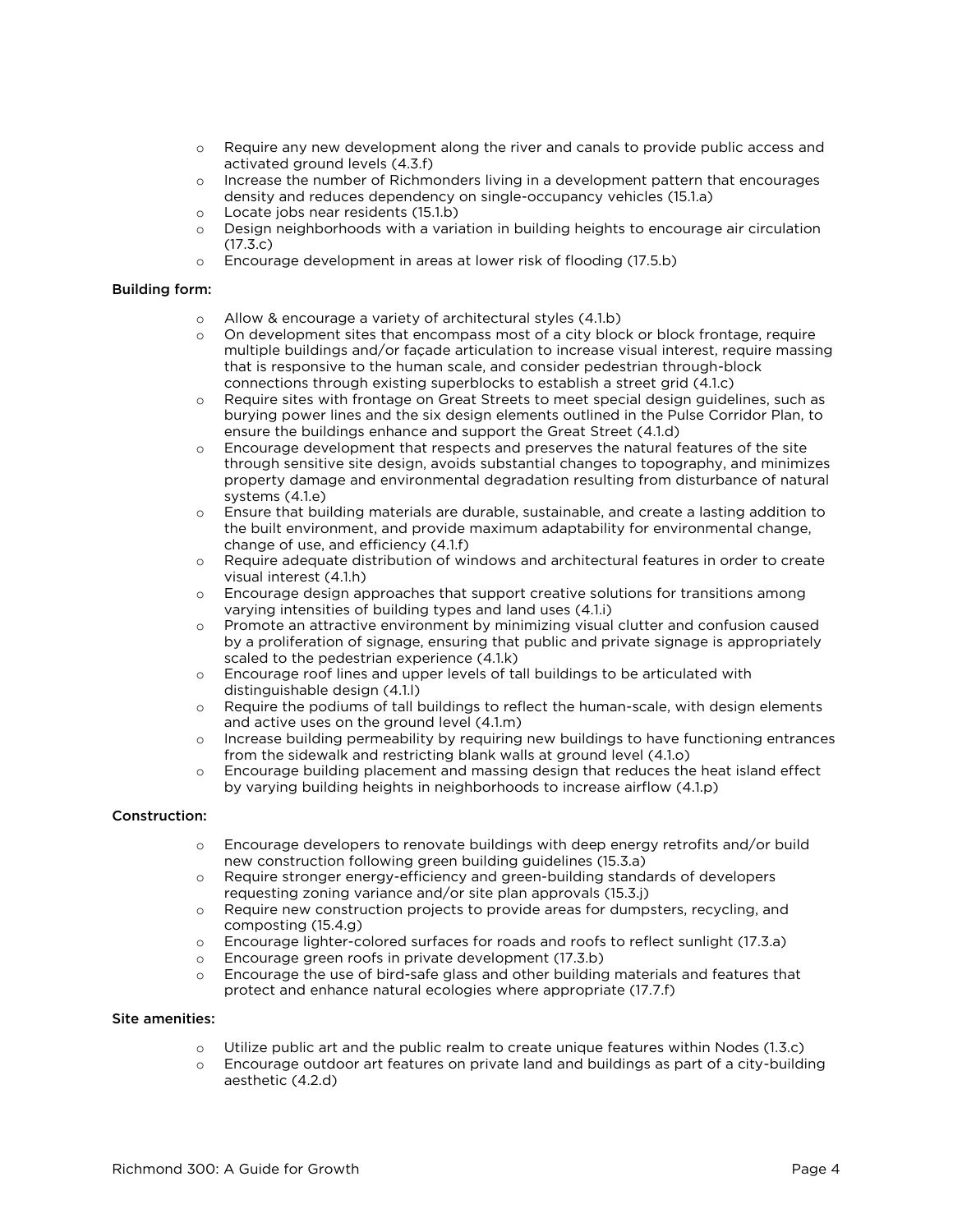- Require any new development along the river and canals to provide public access and activated ground levels (4.3.f)
- Increase the number of Richmonders living in a development pattern that encourages density and reduces dependency on single-occupancy vehicles (15.1.a)
- Locate jobs near residents (15.1.b)
- Design neighborhoods with a variation in building heights to encourage air circulation (17.3.c)
- Encourage development in areas at lower risk of flooding (17.5.b)

**Building form:**

- Allow & encourage a variety of architectural styles (4.1.b)
- On development sites that encompass most of a city block or block frontage, require multiple buildings and/or façade articulation to increase visual interest, require massing that is responsive to the human scale, and consider pedestrian through-block connections through existing superblocks to establish a street grid (4.1.c)
- Require sites with frontage on Great Streets to meet special design guidelines, such as burying power lines and the six design elements outlined in the Pulse Corridor Plan, to ensure the buildings enhance and support the Great Street (4.1.d)
- Encourage development that respects and preserves the natural features of the site through sensitive site design, avoids substantial changes to topography, and minimizes property damage and environmental degradation resulting from disturbance of natural systems (4.1.e)
- Ensure that building materials are durable, sustainable, and create a lasting addition to the built environment, and provide maximum adaptability for environmental change, change of use, and efficiency (4.1.f)
- Require adequate distribution of windows and architectural features in order to create visual interest (4.1.h)
- Encourage design approaches that support creative solutions for transitions among varying intensities of building types and land uses (4.1.i)
- Promote an attractive environment by minimizing visual clutter and confusion caused by a proliferation of signage, ensuring that public and private signage is appropriately scaled to the pedestrian experience (4.1.k)
- Encourage roof lines and upper levels of tall buildings to be articulated with distinguishable design (4.1.l)
- Require the podiums of tall buildings to reflect the human-scale, with design elements and active uses on the ground level (4.1.m)
- Increase building permeability by requiring new buildings to have functioning entrances from the sidewalk and restricting blank walls at ground level (4.1.o)
- Encourage building placement and massing design that reduces the heat island effect by varying building heights in neighborhoods to increase airflow (4.1.p)

**Construction:**

- Encourage developers to renovate buildings with deep energy retrofits and/or build new construction following green building guidelines (15.3.a)
- Require stronger energy-efficiency and green-building standards of developers requesting zoning variance and/or site plan approvals (15.3.j)
- Require new construction projects to provide areas for dumpsters, recycling, and composting (15.4.g)
- Encourage lighter-colored surfaces for roads and roofs to reflect sunlight (17.3.a)
- Encourage green roofs in private development (17.3.b)
- Encourage the use of bird-safe glass and other building materials and features that protect and enhance natural ecologies where appropriate (17.7.f)

**Site amenities:**

- Utilize public art and the public realm to create unique features within Nodes (1.3.c)
- Encourage outdoor art features on private land and buildings as part of a city-building aesthetic (4.2.d)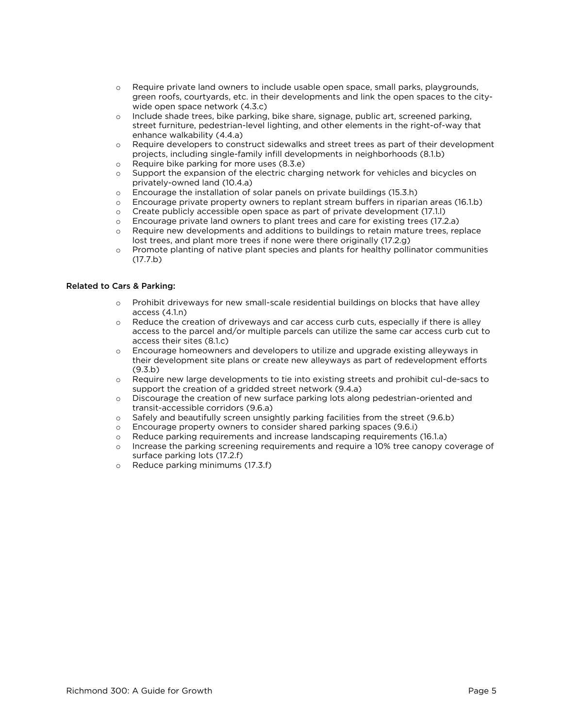- Require private land owners to include usable open space, small parks, playgrounds, green roofs, courtyards, etc. in their developments and link the open spaces to the city-wide open space network (4.3.c)
- Include shade trees, bike parking, bike share, signage, public art, screened parking, street furniture, pedestrian-level lighting, and other elements in the right-of-way that enhance walkability (4.4.a)
- Require developers to construct sidewalks and street trees as part of their development projects, including single-family infill developments in neighborhoods (8.1.b)
- Require bike parking for more uses (8.3.e)
- Support the expansion of the electric charging network for vehicles and bicycles on privately-owned land (10.4.a)
- Encourage the installation of solar panels on private buildings (15.3.h)
- Encourage private property owners to replant stream buffers in riparian areas (16.1.b)
- Create publicly accessible open space as part of private development (17.1.l)
- Encourage private land owners to plant trees and care for existing trees (17.2.a)
- Require new developments and additions to buildings to retain mature trees, replace lost trees, and plant more trees if none were there originally (17.2.g)
- Promote planting of native plant species and plants for healthy pollinator communities (17.7.b)

**Related to Cars & Parking:**

- Prohibit driveways for new small-scale residential buildings on blocks that have alley access (4.1.n)
- Reduce the creation of driveways and car access curb cuts, especially if there is alley access to the parcel and/or multiple parcels can utilize the same car access curb cut to access their sites (8.1.c)
- Encourage homeowners and developers to utilize and upgrade existing alleyways in their development site plans or create new alleyways as part of redevelopment efforts (9.3.b)
- Require new large developments to tie into existing streets and prohibit cul-de-sacs to support the creation of a gridded street network (9.4.a)
- Discourage the creation of new surface parking lots along pedestrian-oriented and transit-accessible corridors (9.6.a)
- Safely and beautifully screen unsightly parking facilities from the street (9.6.b)
- Encourage property owners to consider shared parking spaces (9.6.i)
- Reduce parking requirements and increase landscaping requirements (16.1.a)
- Increase the parking screening requirements and require a 10% tree canopy coverage of surface parking lots (17.2.f)
- Reduce parking minimums (17.3.f)